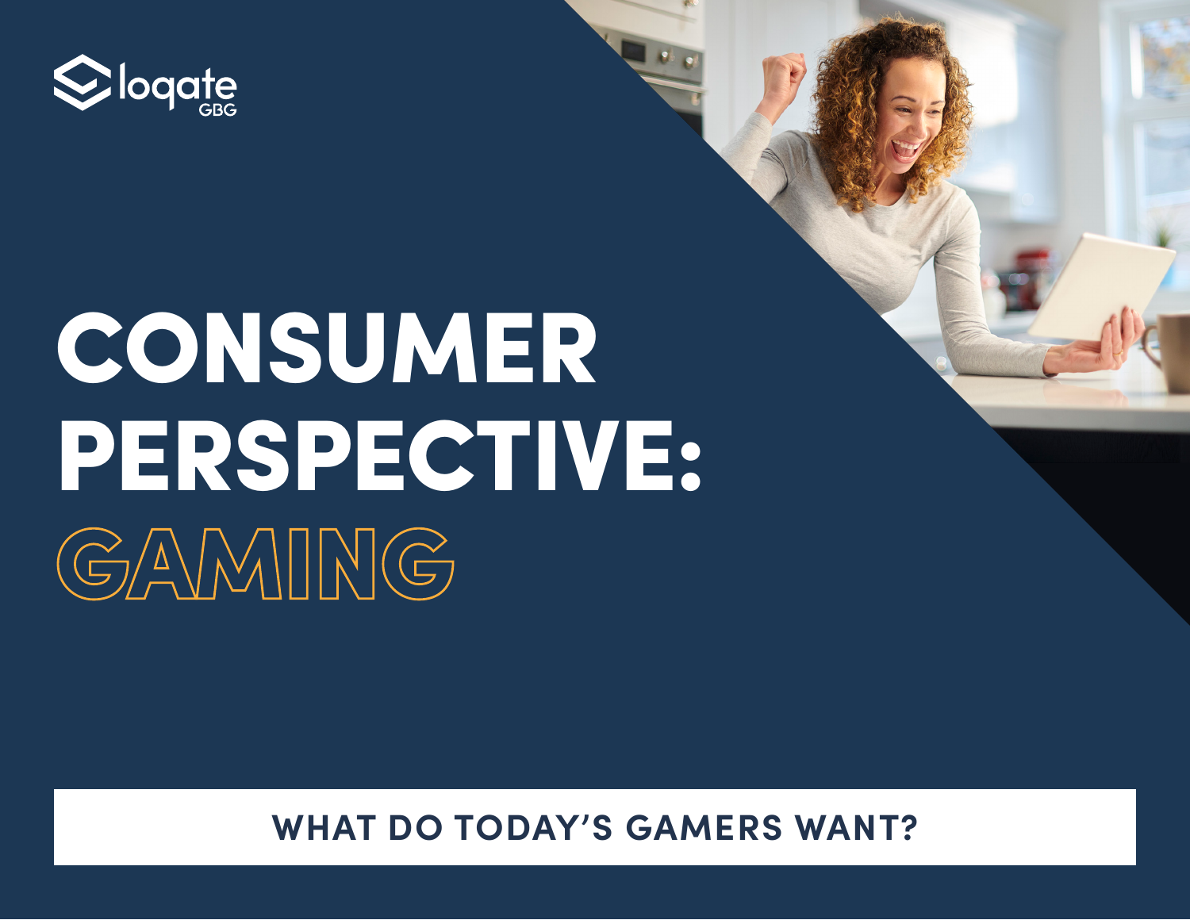loqate GBG

# CONSUMER PERSPECTIVE: GAMING

## WHAT DO TODAY'S GAMERS WANT?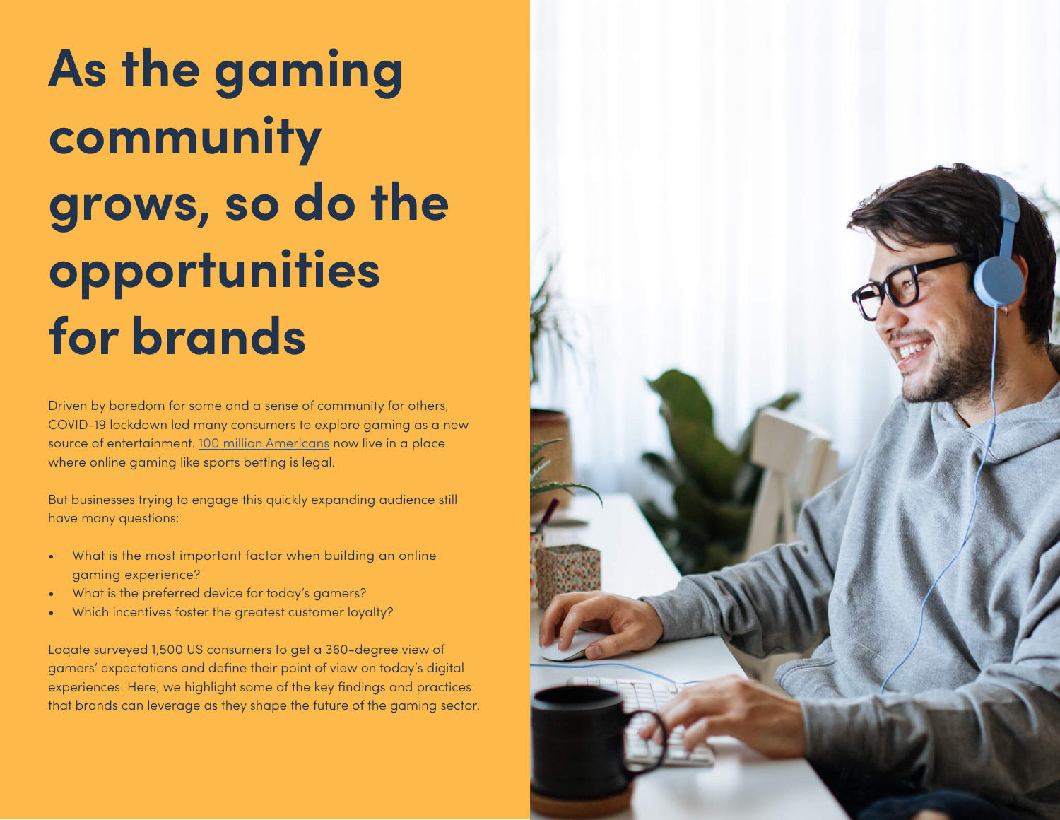# As the gaming community grows, so do the opportunities for brands

Driven by boredom for some and a sense of community for others, COVID-19 lockdown led many consumers to explore gaming as a new source of entertainment. 100 million Americans now live in a place where online gaming like sports betting is legal.

But businesses trying to engage this quickly expanding audience still have many questions:

- What is the most important factor when building an online gaming experience?
- What is the preferred device for today's gamers?
- Which incentives foster the greatest customer loyalty?

Loqate surveyed 1,500 US consumers to get a 360-degree view of gamers' expectations and define their point of view on today's digital experiences. Here, we highlight some of the key findings and practices that brands can leverage as they shape the future of the gaming sector.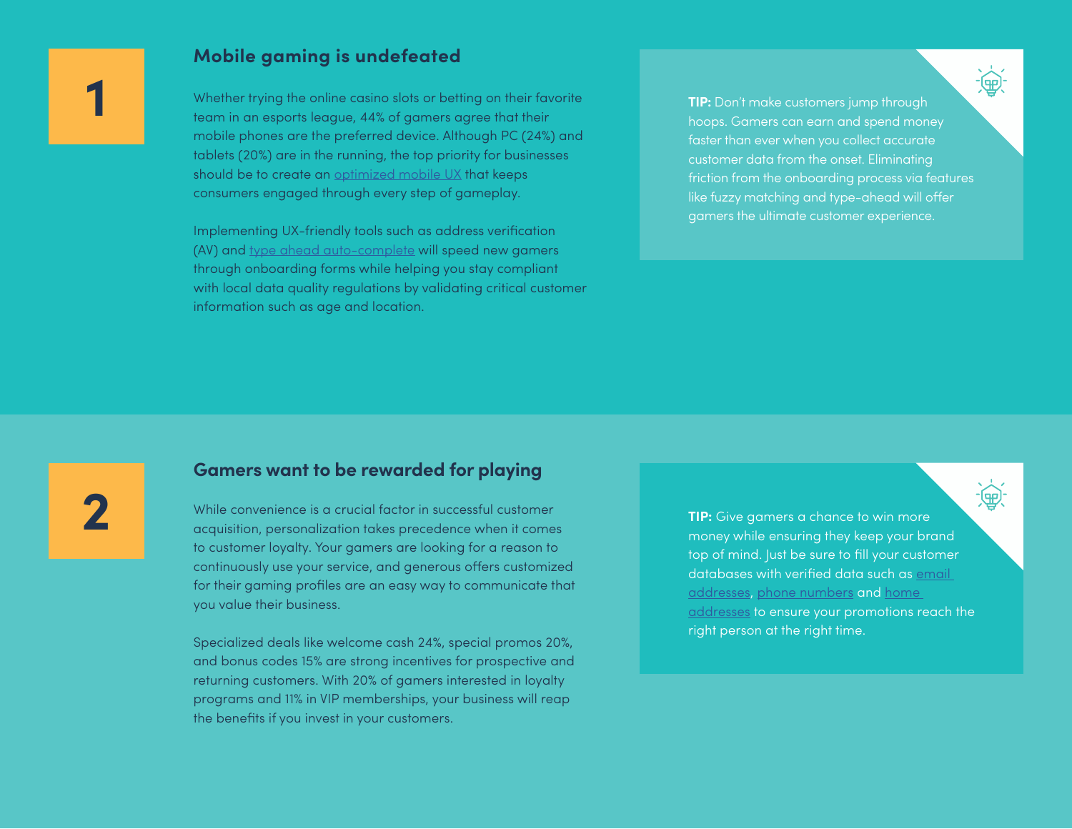## 1

## Mobile gaming is undefeated

Whether trying the online casino slots or betting on their favorite team in an esports league, 44% of gamers agree that their mobile phones are the preferred device. Although PC (24%) and tablets (20%) are in the running, the top priority for businesses should be to create an optimized mobile UX that keeps consumers engaged through every step of gameplay.

Implementing UX-friendly tools such as address verification (AV) and type ahead auto-complete will speed new gamers through onboarding forms while helping you stay compliant with local data quality regulations by validating critical customer information such as age and location.

**TIP:** Don't make customers jump through hoops. Gamers can earn and spend money faster than ever when you collect accurate customer data from the onset. Eliminating friction from the onboarding process via features like fuzzy matching and type-ahead will offer gamers the ultimate customer experience.

## 2

## Gamers want to be rewarded for playing

While convenience is a crucial factor in successful customer acquisition, personalization takes precedence when it comes to customer loyalty. Your gamers are looking for a reason to continuously use your service, and generous offers customized for their gaming profiles are an easy way to communicate that you value their business.

Specialized deals like welcome cash 24%, special promos 20%, and bonus codes 15% are strong incentives for prospective and returning customers. With 20% of gamers interested in loyalty programs and 11% in VIP memberships, your business will reap the benefits if you invest in your customers.

**TIP:** Give gamers a chance to win more money while ensuring they keep your brand top of mind. Just be sure to fill your customer databases with verified data such as email addresses, phone numbers and home addresses to ensure your promotions reach the right person at the right time.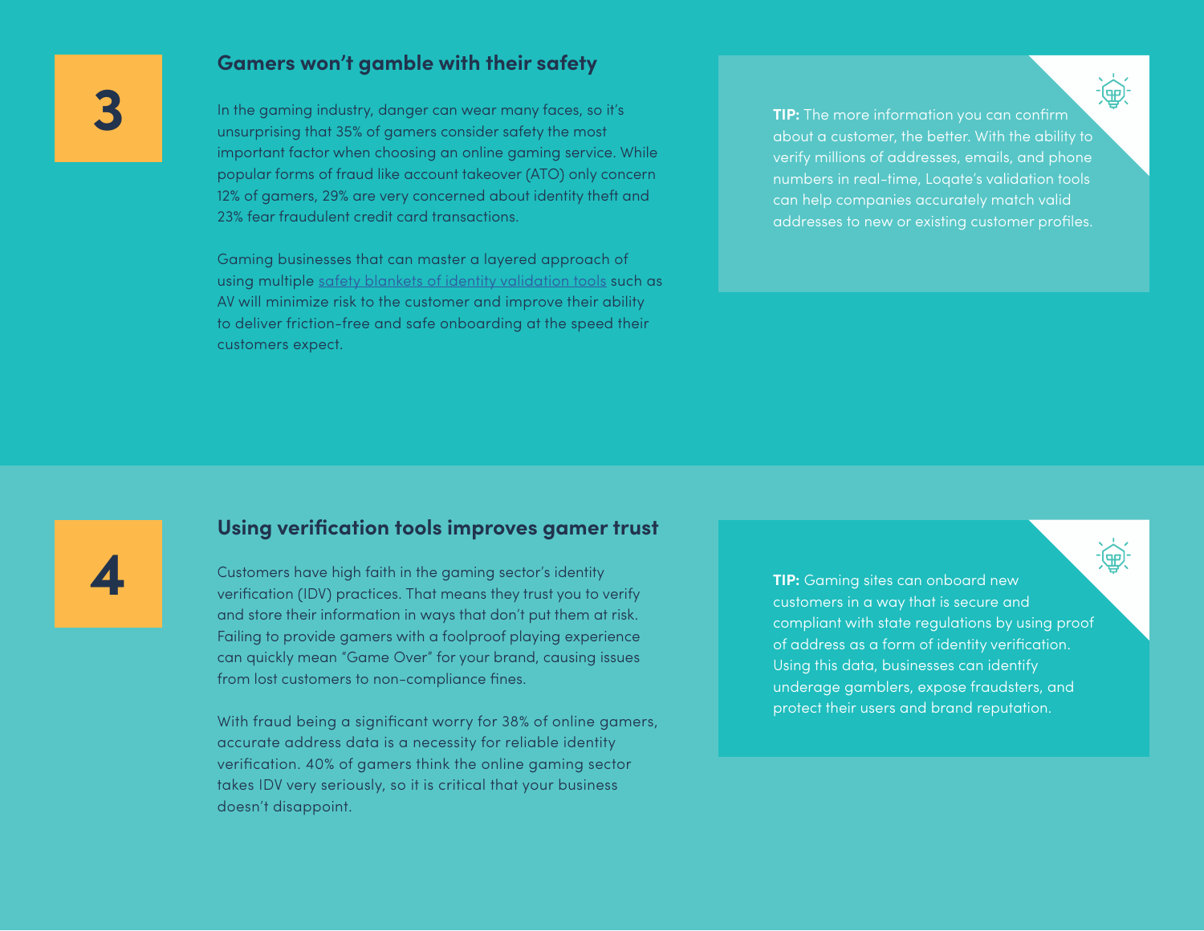3

## Gamers won't gamble with their safety

In the gaming industry, danger can wear many faces, so it's unsurprising that 35% of gamers consider safety the most important factor when choosing an online gaming service. While popular forms of fraud like account takeover (ATO) only concern 12% of gamers, 29% are very concerned about identity theft and 23% fear fraudulent credit card transactions.

Gaming businesses that can master a layered approach of using multiple safety blankets of identity validation tools such as AV will minimize risk to the customer and improve their ability to deliver friction-free and safe onboarding at the speed their customers expect.

**TIP:** The more information you can confirm about a customer, the better. With the ability to verify millions of addresses, emails, and phone numbers in real-time, Loqate's validation tools can help companies accurately match valid addresses to new or existing customer profiles.

4

## Using verification tools improves gamer trust

Customers have high faith in the gaming sector's identity verification (IDV) practices. That means they trust you to verify and store their information in ways that don't put them at risk. Failing to provide gamers with a foolproof playing experience can quickly mean "Game Over" for your brand, causing issues from lost customers to non-compliance fines.

With fraud being a significant worry for 38% of online gamers, accurate address data is a necessity for reliable identity verification. 40% of gamers think the online gaming sector takes IDV very seriously, so it is critical that your business doesn't disappoint.

**TIP:** Gaming sites can onboard new customers in a way that is secure and compliant with state regulations by using proof of address as a form of identity verification. Using this data, businesses can identify underage gamblers, expose fraudsters, and protect their users and brand reputation.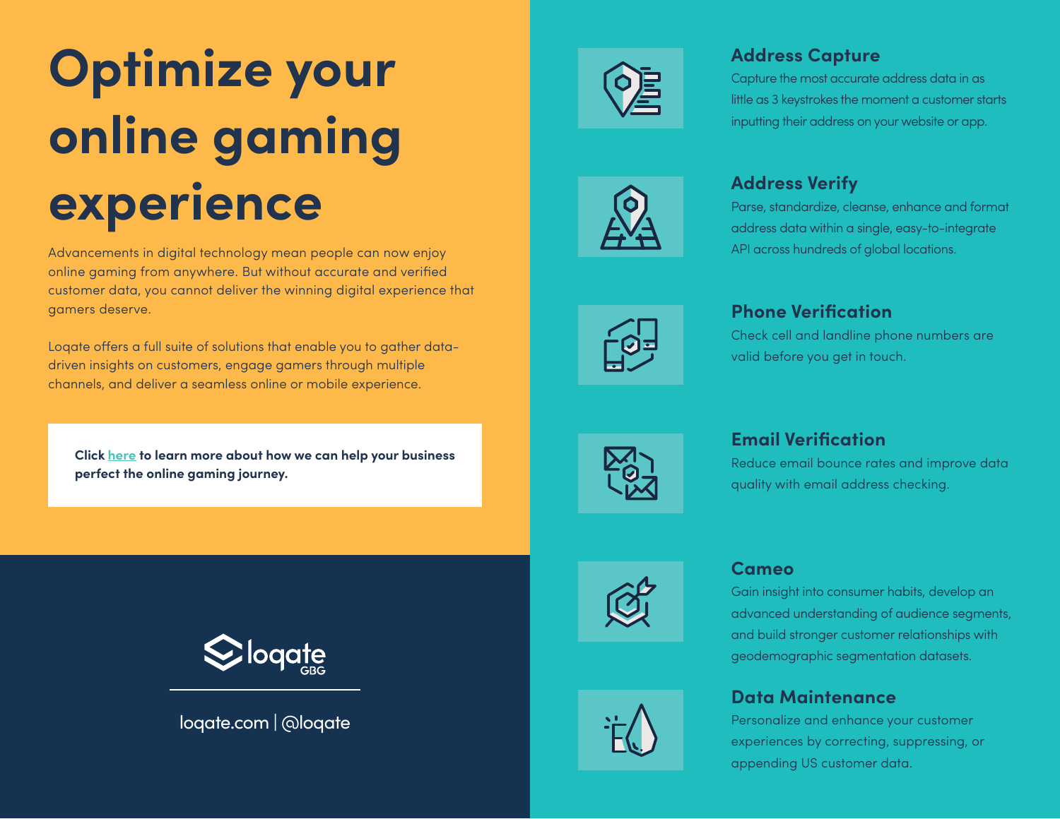# Optimize your online gaming experience

Advancements in digital technology mean people can now enjoy online gaming from anywhere. But without accurate and verified customer data, you cannot deliver the winning digital experience that gamers deserve.

Loqate offers a full suite of solutions that enable you to gather data-driven insights on customers, engage gamers through multiple channels, and deliver a seamless online or mobile experience.

**Click here to learn more about how we can help your business perfect the online gaming journey.**

loqate GBG

loqate.com | @loqate

### Address Capture

Capture the most accurate address data in as little as 3 keystrokes the moment a customer starts inputting their address on your website or app.

### Address Verify

Parse, standardize, cleanse, enhance and format address data within a single, easy-to-integrate API across hundreds of global locations.

### Phone Verification

Check cell and landline phone numbers are valid before you get in touch.

### Email Verification

Reduce email bounce rates and improve data quality with email address checking.

### Cameo

Gain insight into consumer habits, develop an advanced understanding of audience segments, and build stronger customer relationships with geodemographic segmentation datasets.

### Data Maintenance

Personalize and enhance your customer experiences by correcting, suppressing, or appending US customer data.